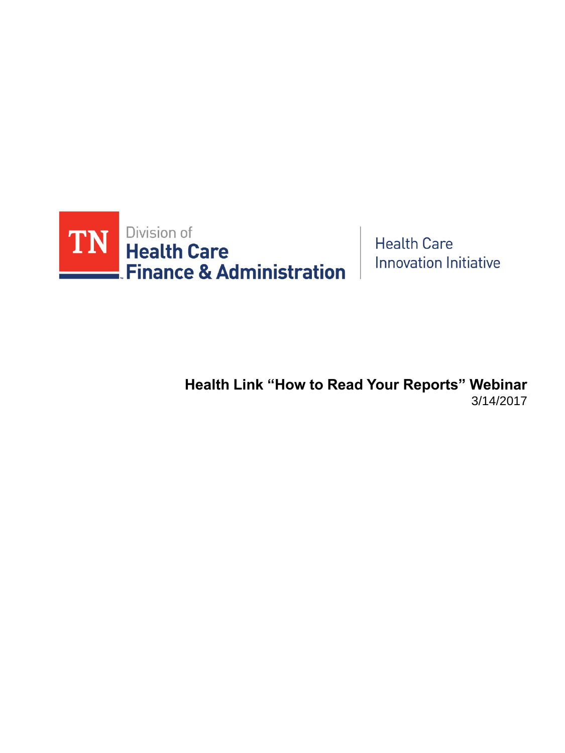TN Division of **Health Care Finance & Administration**

Health Care Innovation Initiative

# Health Link "How to Read Your Reports" Webinar

3/14/2017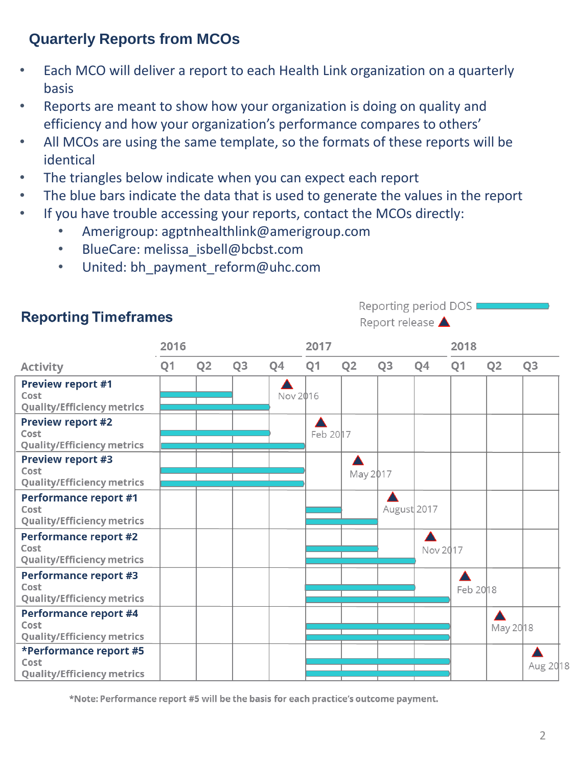## Quarterly Reports from MCOs

- Each MCO will deliver a report to each Health Link organization on a quarterly basis
- Reports are meant to show how your organization is doing on quality and efficiency and how your organization's performance compares to others'
- All MCOs are using the same template, so the formats of these reports will be identical
- The triangles below indicate when you can expect each report
- The blue bars indicate the data that is used to generate the values in the report
- If you have trouble accessing your reports, contact the MCOs directly:
  - Amerigroup: agptnhealthlink@amerigroup.com
  - BlueCare: melissa_isbell@bcbst.com
  - United: bh_payment_reform@uhc.com

## Reporting Timeframes

Reporting period DOS (blue bar)
Report release (triangle)

| Activity | Cost (Reporting period DOS) | Quality/Efficiency metrics (Reporting period DOS) | Report release |
|---|---|---|---|
| Preview report #1 | 2016 Q1–Q2 | 2016 Q1–Q3 | Nov 2016 |
| Preview report #2 | 2016 Q1–Q3 | 2016 Q1–Q4 | Feb 2017 |
| Preview report #3 | 2016 Q1–Q4 | 2016 Q1–Q4 | May 2017 |
| Performance report #1 | 2017 Q1 | 2017 Q1–Q2 | August 2017 |
| Performance report #2 | 2017 Q1–Q2 | 2017 Q1–Q3 | Nov 2017 |
| Performance report #3 | 2017 Q1–Q3 | 2017 Q1–Q4 | Feb 2018 |
| Performance report #4 | 2017 Q1–Q4 | 2017 Q1–Q4 | May 2018 |
| *Performance report #5 | 2017 Q1–Q4 | 2017 Q1–Q4 | Aug 2018 |

***Note: Performance report #5 will be the basis for each practice's outcome payment.**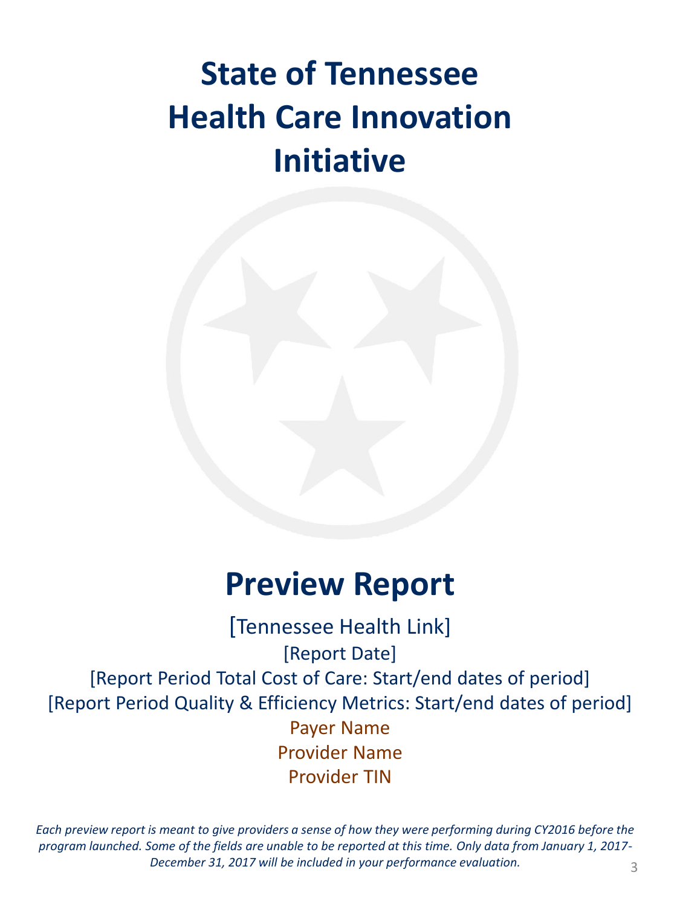# State of Tennessee Health Care Innovation Initiative

# Preview Report

[Tennessee Health Link]

[Report Date]

[Report Period Total Cost of Care: Start/end dates of period]

[Report Period Quality & Efficiency Metrics: Start/end dates of period]

Payer Name

Provider Name

Provider TIN

*Each preview report is meant to give providers a sense of how they were performing during CY2016 before the program launched. Some of the fields are unable to be reported at this time. Only data from January 1, 2017-December 31, 2017 will be included in your performance evaluation.*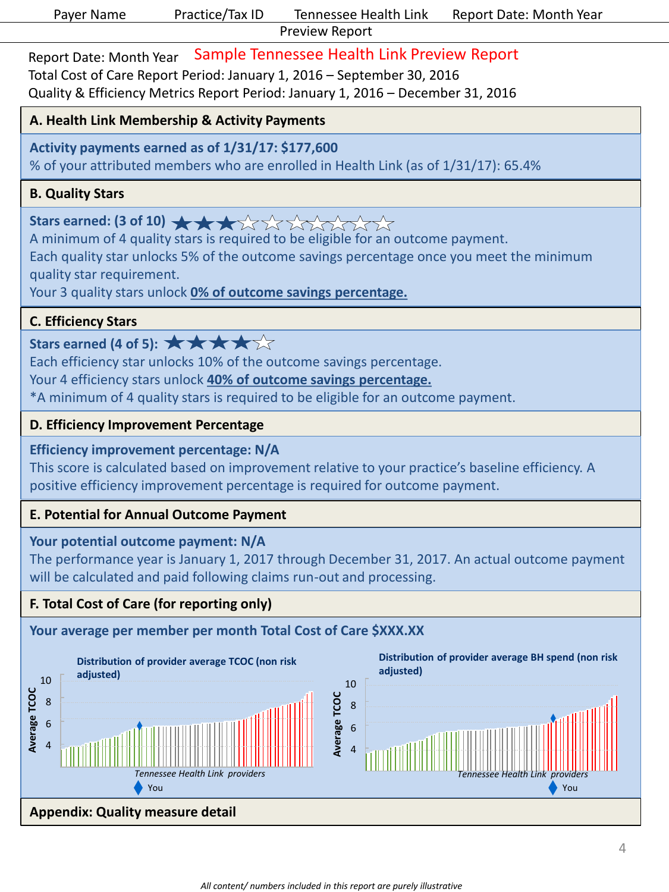Report Date: Month Year **Sample Tennessee Health Link Preview Report**

Total Cost of Care Report Period: January 1, 2016 – September 30, 2016

Quality & Efficiency Metrics Report Period: January 1, 2016 – December 31, 2016

## A. Health Link Membership & Activity Payments

**Activity payments earned as of 1/31/17: $177,600**

% of your attributed members who are enrolled in Health Link (as of 1/31/17): 65.4%

## B. Quality Stars

**Stars earned: (3 of 10)** ★★★☆☆☆☆☆☆☆

A minimum of 4 quality stars is required to be eligible for an outcome payment.

Each quality star unlocks 5% of the outcome savings percentage once you meet the minimum quality star requirement.

Your 3 quality stars unlock **0% of outcome savings percentage.**

## C. Efficiency Stars

**Stars earned (4 of 5):** ★★★★☆

Each efficiency star unlocks 10% of the outcome savings percentage.

Your 4 efficiency stars unlock **40% of outcome savings percentage.**

*A minimum of 4 quality stars is required to be eligible for an outcome payment.

## D. Efficiency Improvement Percentage

**Efficiency improvement percentage: N/A**

This score is calculated based on improvement relative to your practice's baseline efficiency. A positive efficiency improvement percentage is required for outcome payment.

## E. Potential for Annual Outcome Payment

**Your potential outcome payment: N/A**

The performance year is January 1, 2017 through December 31, 2017. An actual outcome payment will be calculated and paid following claims run-out and processing.

## F. Total Cost of Care (for reporting only)

**Your average per member per month Total Cost of Care $XXX.XX**

**Distribution of provider average TCOC (non risk adjusted)**

Average TCOC: 4, 6, 8, 10

*Tennessee Health Link providers*

◆ You

**Distribution of provider average BH spend (non risk adjusted)**

Average TCOC: 4, 6, 8, 10

*Tennessee Health Link providers*

◆ You

## Appendix: Quality measure detail

*All content/ numbers included in this report are purely illustrative*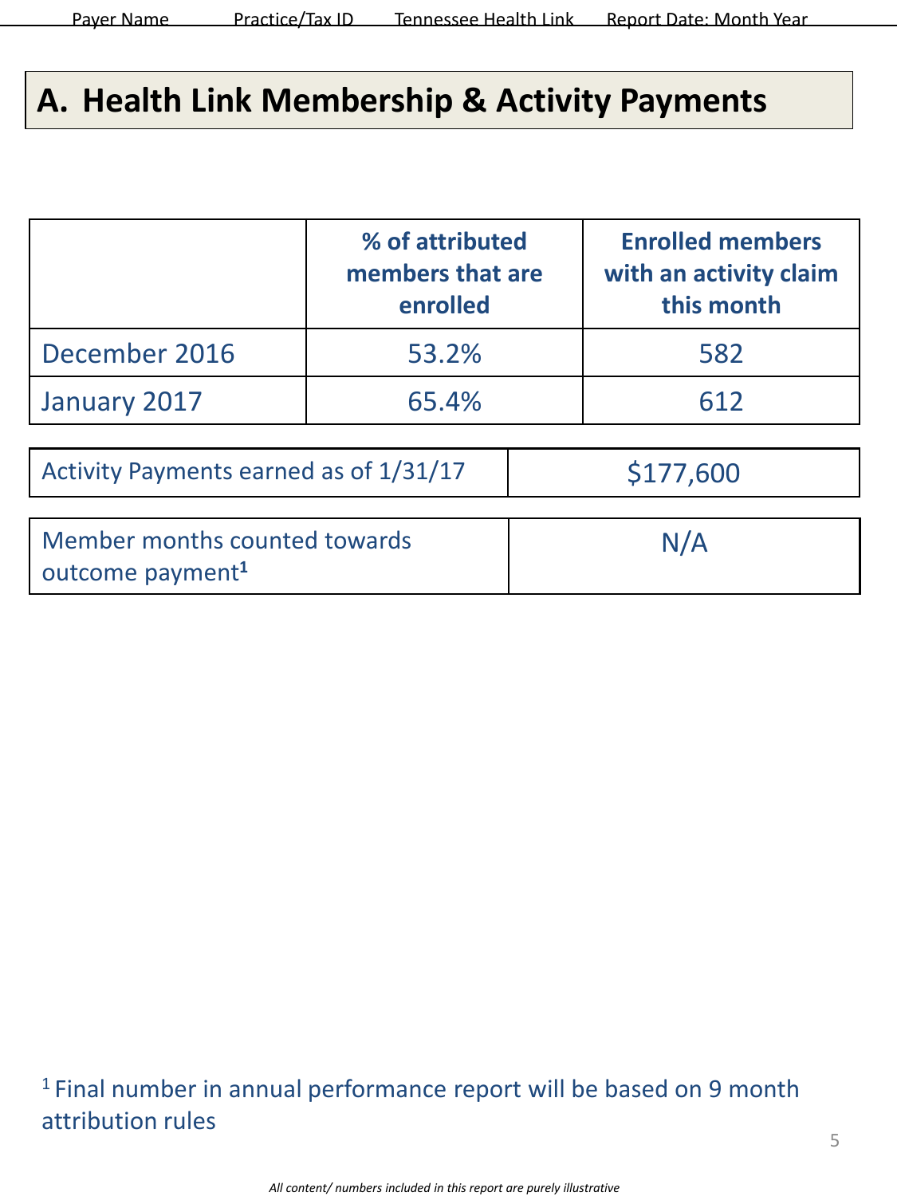## A. Health Link Membership & Activity Payments

| | % of attributed members that are enrolled | Enrolled members with an activity claim this month |
|---|---|---|
| December 2016 | 53.2% | 582 |
| January 2017 | 65.4% | 612 |

| | |
|---|---|
| Activity Payments earned as of 1/31/17 | $177,600 |

| | |
|---|---|
| Member months counted towards outcome payment[1] | N/A |

[1] Final number in annual performance report will be based on 9 month attribution rules

*All content/ numbers included in this report are purely illustrative*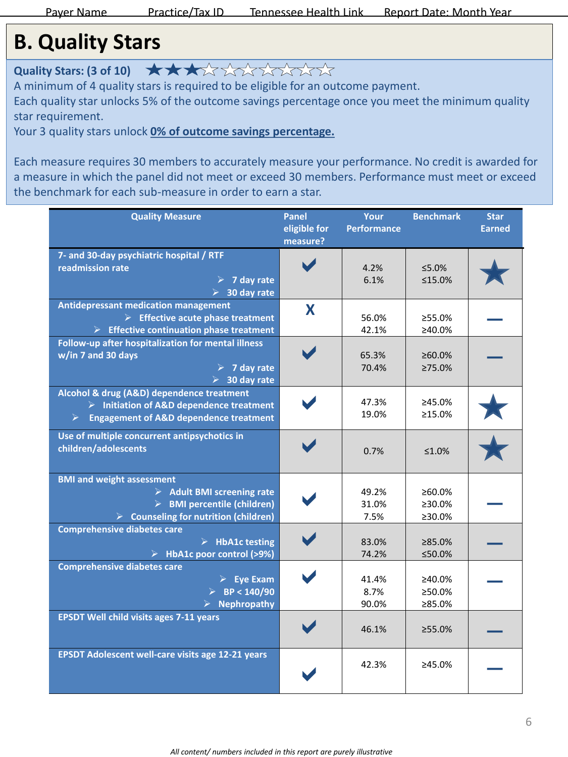## B. Quality Stars

**Quality Stars: (3 of 10)** ★★★☆☆☆☆☆☆☆

A minimum of 4 quality stars is required to be eligible for an outcome payment.

Each quality star unlocks 5% of the outcome savings percentage once you meet the minimum quality star requirement.

Your 3 quality stars unlock **0% of outcome savings percentage.**

Each measure requires 30 members to accurately measure your performance. No credit is awarded for a measure in which the panel did not meet or exceed 30 members. Performance must meet or exceed the benchmark for each sub-measure in order to earn a star.

| Quality Measure | Panel eligible for measure? | Your Performance | Benchmark | Star Earned |
|---|---|---|---|---|
| **7- and 30-day psychiatric hospital / RTF readmission rate**<br>➢ 7 day rate<br>➢ 30 day rate | ✔ | 4.2%<br>6.1% | ≤5.0%<br>≤15.0% | ★ |
| **Antidepressant medication management**<br>➢ Effective acute phase treatment<br>➢ Effective continuation phase treatment | X | 56.0%<br>42.1% | ≥55.0%<br>≥40.0% | — |
| **Follow-up after hospitalization for mental illness w/in 7 and 30 days**<br>➢ 7 day rate<br>➢ 30 day rate | ✔ | 65.3%<br>70.4% | ≥60.0%<br>≥75.0% | — |
| **Alcohol & drug (A&D) dependence treatment**<br>➢ Initiation of A&D dependence treatment<br>➢ Engagement of A&D dependence treatment | ✔ | 47.3%<br>19.0% | ≥45.0%<br>≥15.0% | ★ |
| **Use of multiple concurrent antipsychotics in children/adolescents** | ✔ | 0.7% | ≤1.0% | ★ |
| **BMI and weight assessment**<br>➢ Adult BMI screening rate<br>➢ BMI percentile (children)<br>➢ Counseling for nutrition (children) | ✔ | 49.2%<br>31.0%<br>7.5% | ≥60.0%<br>≥30.0%<br>≥30.0% | — |
| **Comprehensive diabetes care**<br>➢ HbA1c testing<br>➢ HbA1c poor control (>9%) | ✔ | 83.0%<br>74.2% | ≥85.0%<br>≤50.0% | — |
| **Comprehensive diabetes care**<br>➢ Eye Exam<br>➢ BP < 140/90<br>➢ Nephropathy | ✔ | 41.4%<br>8.7%<br>90.0% | ≥40.0%<br>≥50.0%<br>≥85.0% | — |
| **EPSDT Well child visits ages 7-11 years** | ✔ | 46.1% | ≥55.0% | — |
| **EPSDT Adolescent well-care visits age 12-21 years** | ✔ | 42.3% | ≥45.0% | — |

*All content/ numbers included in this report are purely illustrative*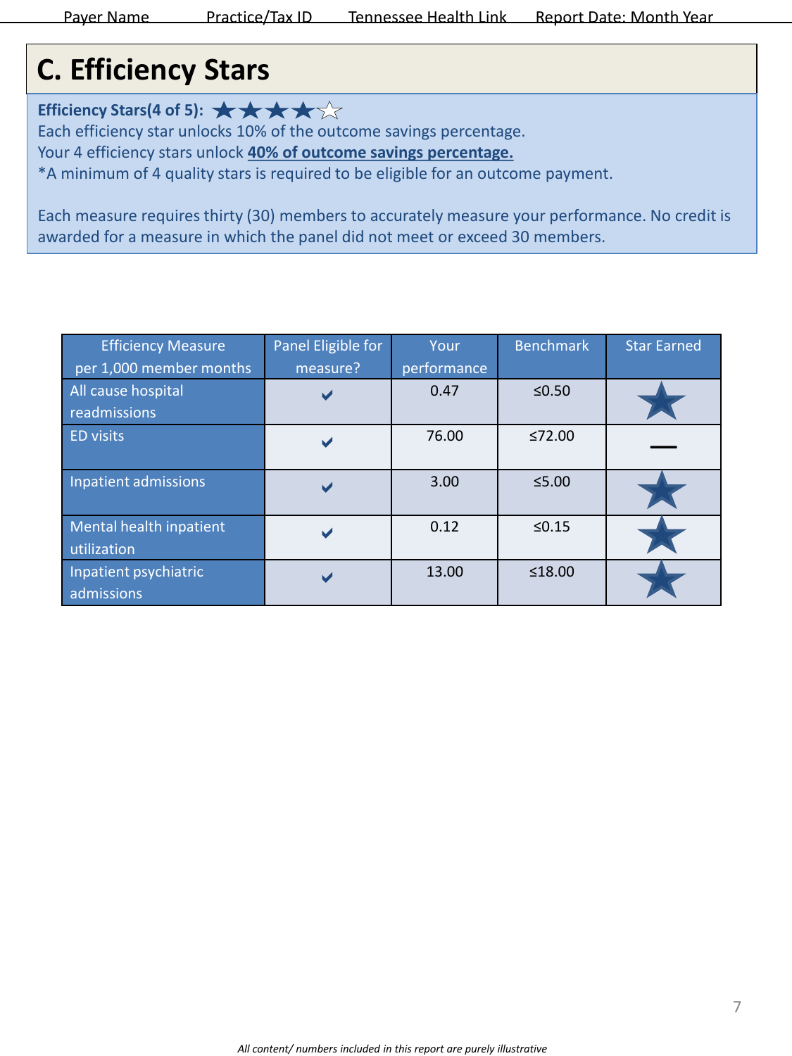## C. Efficiency Stars

**Efficiency Stars(4 of 5):** ★★★★☆

Each efficiency star unlocks 10% of the outcome savings percentage.

Your 4 efficiency stars unlock **40% of outcome savings percentage.**

*A minimum of 4 quality stars is required to be eligible for an outcome payment.

Each measure requires thirty (30) members to accurately measure your performance. No credit is awarded for a measure in which the panel did not meet or exceed 30 members.

| Efficiency Measure per 1,000 member months | Panel Eligible for measure? | Your performance | Benchmark | Star Earned |
|---|---|---|---|---|
| All cause hospital readmissions | ✔ | 0.47 | ≤0.50 | ★ |
| ED visits | ✔ | 76.00 | ≤72.00 | — |
| Inpatient admissions | ✔ | 3.00 | ≤5.00 | ★ |
| Mental health inpatient utilization | ✔ | 0.12 | ≤0.15 | ★ |
| Inpatient psychiatric admissions | ✔ | 13.00 | ≤18.00 | ★ |

*All content/ numbers included in this report are purely illustrative*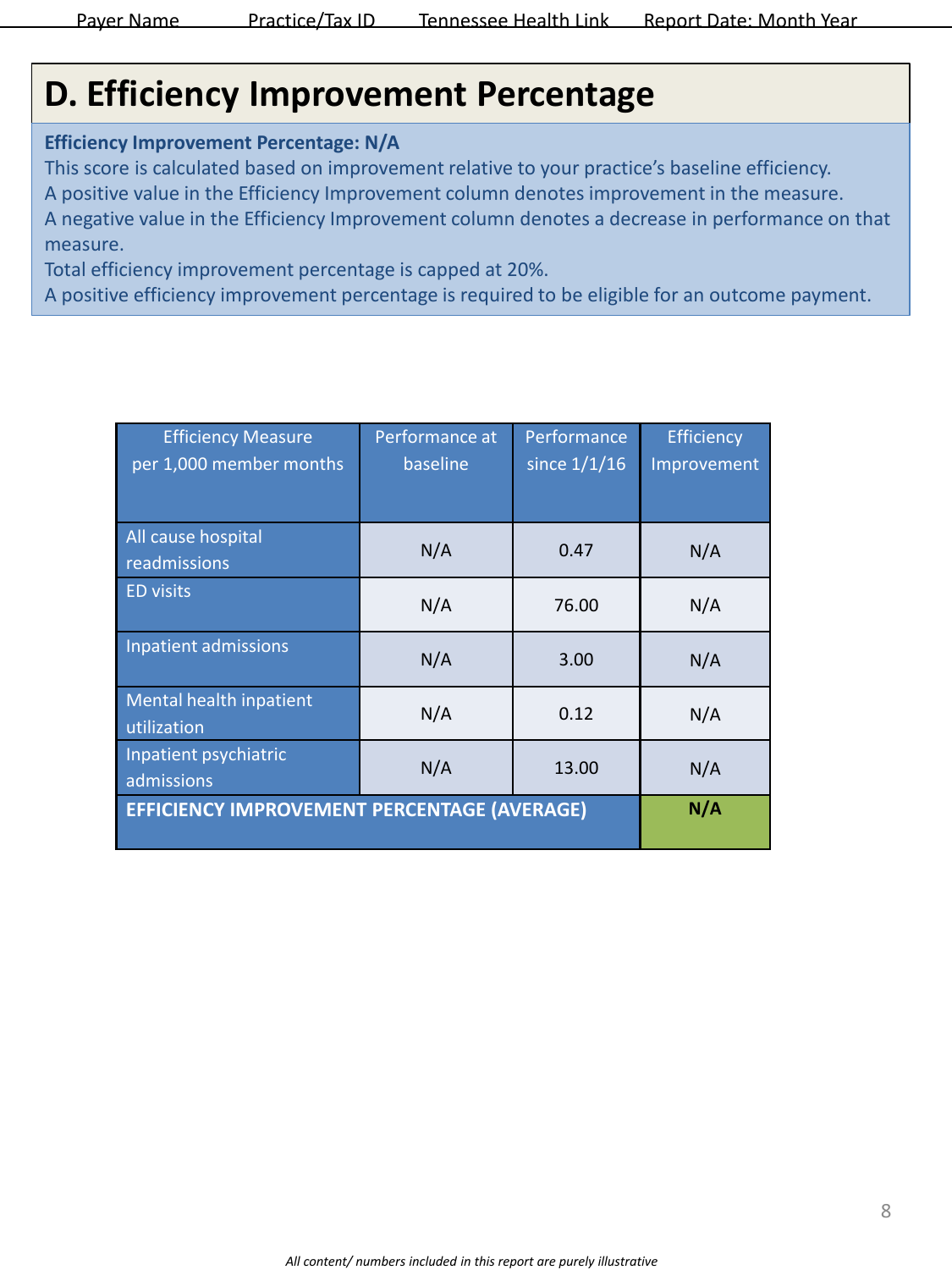# D. Efficiency Improvement Percentage

**Efficiency Improvement Percentage: N/A**

This score is calculated based on improvement relative to your practice's baseline efficiency.

A positive value in the Efficiency Improvement column denotes improvement in the measure.

A negative value in the Efficiency Improvement column denotes a decrease in performance on that measure.

Total efficiency improvement percentage is capped at 20%.

A positive efficiency improvement percentage is required to be eligible for an outcome payment.

| Efficiency Measure per 1,000 member months | Performance at baseline | Performance since 1/1/16 | Efficiency Improvement |
|---|---|---|---|
| All cause hospital readmissions | N/A | 0.47 | N/A |
| ED visits | N/A | 76.00 | N/A |
| Inpatient admissions | N/A | 3.00 | N/A |
| Mental health inpatient utilization | N/A | 0.12 | N/A |
| Inpatient psychiatric admissions | N/A | 13.00 | N/A |
| **EFFICIENCY IMPROVEMENT PERCENTAGE (AVERAGE)** | | | **N/A** |

*All content/ numbers included in this report are purely illustrative*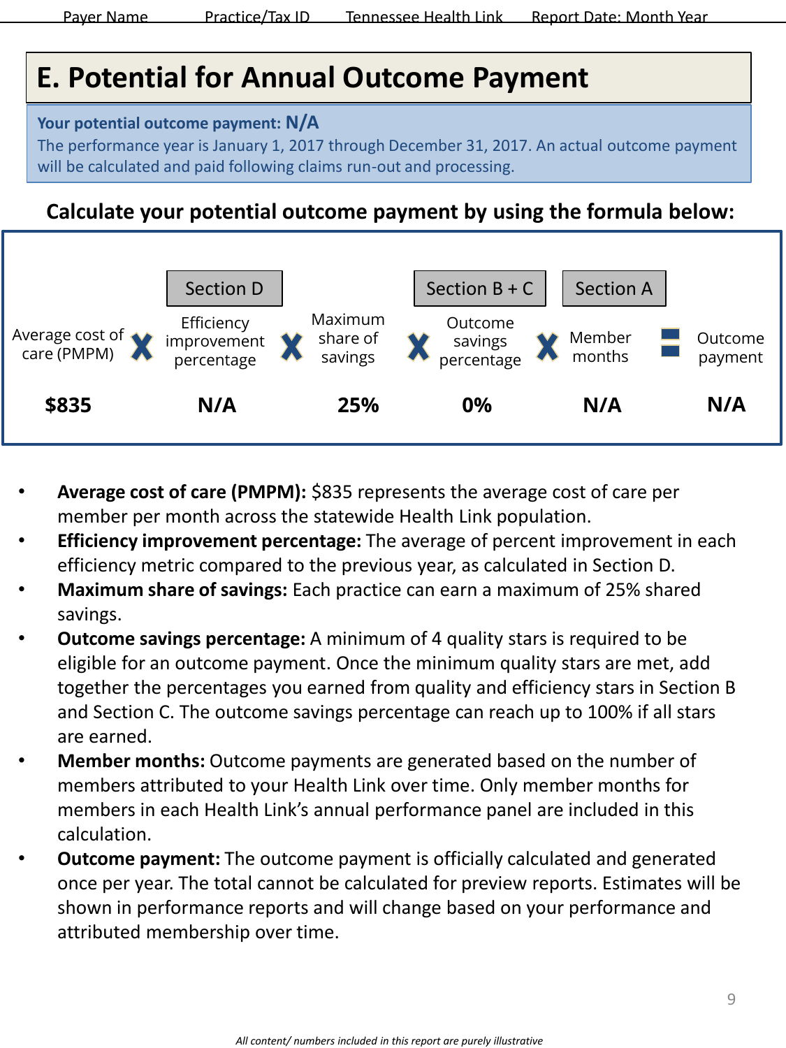# E. Potential for Annual Outcome Payment

**Your potential outcome payment: N/A**

The performance year is January 1, 2017 through December 31, 2017. An actual outcome payment will be calculated and paid following claims run-out and processing.

### Calculate your potential outcome payment by using the formula below:

| | | Section D | | | | Section B + C | | Section A | | |
|---|---|---|---|---|---|---|---|---|---|---|
| Average cost of care (PMPM) | X | Efficiency improvement percentage | X | Maximum share of savings | X | Outcome savings percentage | X | Member months | = | Outcome payment |
| **$835** | | **N/A** | | **25%** | | **0%** | | **N/A** | | **N/A** |

- **Average cost of care (PMPM):** $835 represents the average cost of care per member per month across the statewide Health Link population.
- **Efficiency improvement percentage:** The average of percent improvement in each efficiency metric compared to the previous year, as calculated in Section D.
- **Maximum share of savings:** Each practice can earn a maximum of 25% shared savings.
- **Outcome savings percentage:** A minimum of 4 quality stars is required to be eligible for an outcome payment. Once the minimum quality stars are met, add together the percentages you earned from quality and efficiency stars in Section B and Section C. The outcome savings percentage can reach up to 100% if all stars are earned.
- **Member months:** Outcome payments are generated based on the number of members attributed to your Health Link over time. Only member months for members in each Health Link's annual performance panel are included in this calculation.
- **Outcome payment:** The outcome payment is officially calculated and generated once per year. The total cannot be calculated for preview reports. Estimates will be shown in performance reports and will change based on your performance and attributed membership over time.

*All content/ numbers included in this report are purely illustrative*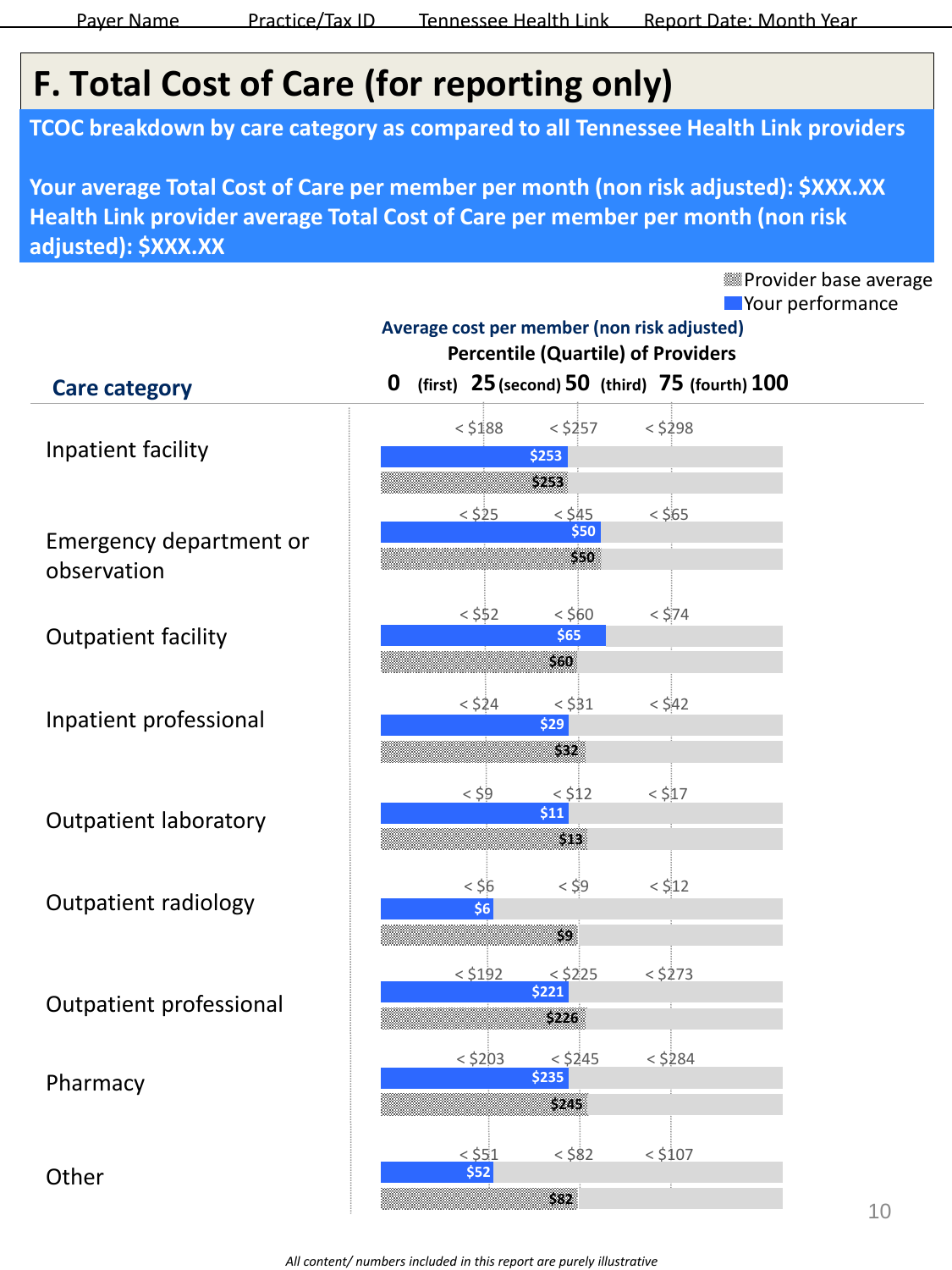# F. Total Cost of Care (for reporting only)

**TCOC breakdown by care category as compared to all Tennessee Health Link providers**

**Your average Total Cost of Care per member per month (non risk adjusted): $XXX.XX**
**Health Link provider average Total Cost of Care per member per month (non risk adjusted): $XXX.XX**

Provider base average
Your performance

**Average cost per member (non risk adjusted)**

**Percentile (Quartile) of Providers**

| Care category | 25th percentile (first quartile upper bound) | 50th percentile (second quartile upper bound) | 75th percentile (third quartile upper bound) | Your performance | Provider base average |
|---|---|---|---|---|---|
| Inpatient facility | < $188 | < $257 | < $298 | $253 | $253 |
| Emergency department or observation | < $25 | < $45 | < $65 | $50 | $50 |
| Outpatient facility | < $52 | < $60 | < $74 | $65 | $60 |
| Inpatient professional | < $24 | < $31 | < $42 | $29 | $32 |
| Outpatient laboratory | < $9 | < $12 | < $17 | $11 | $13 |
| Outpatient radiology | < $6 | < $9 | < $12 | $6 | $9 |
| Outpatient professional | < $192 | < $225 | < $273 | $221 | $226 |
| Pharmacy | < $203 | < $245 | < $284 | $235 | $245 |
| Other | < $51 | < $82 | < $107 | $52 | $82 |

*All content/ numbers included in this report are purely illustrative*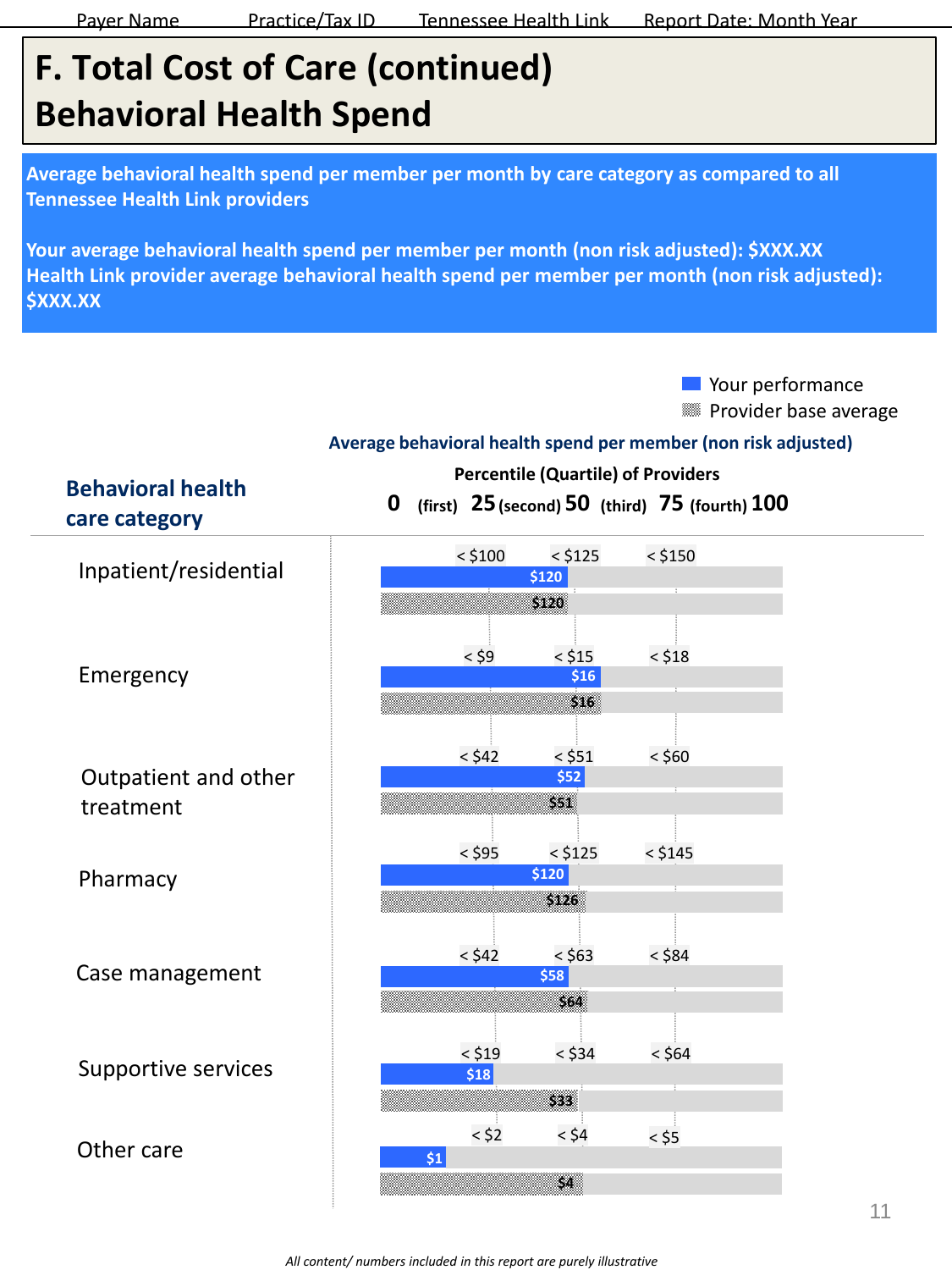# F. Total Cost of Care (continued)
# Behavioral Health Spend

**Average behavioral health spend per member per month by care category as compared to all Tennessee Health Link providers**

**Your average behavioral health spend per member per month (non risk adjusted): $XXX.XX**
**Health Link provider average behavioral health spend per member per month (non risk adjusted): $XXX.XX**

Legend: Your performance; Provider base average

**Average behavioral health spend per member (non risk adjusted)**

**Percentile (Quartile) of Providers**

| Behavioral health care category | 25th percentile threshold | 50th percentile threshold | 75th percentile threshold | Your performance | Provider base average |
|---|---|---|---|---|---|
| Inpatient/residential | < $100 | < $125 | < $150 | $120 | $120 |
| Emergency | < $9 | < $15 | < $18 | $16 | $16 |
| Outpatient and other treatment | < $42 | < $51 | < $60 | $52 | $51 |
| Pharmacy | < $95 | < $125 | < $145 | $120 | $126 |
| Case management | < $42 | < $63 | < $84 | $58 | $64 |
| Supportive services | < $19 | < $34 | < $64 | $18 | $33 |
| Other care | < $2 | < $4 | < $5 | $1 | $4 |

Quartiles: 0 (first) 25 (second) 50 (third) 75 (fourth) 100

*All content/ numbers included in this report are purely illustrative*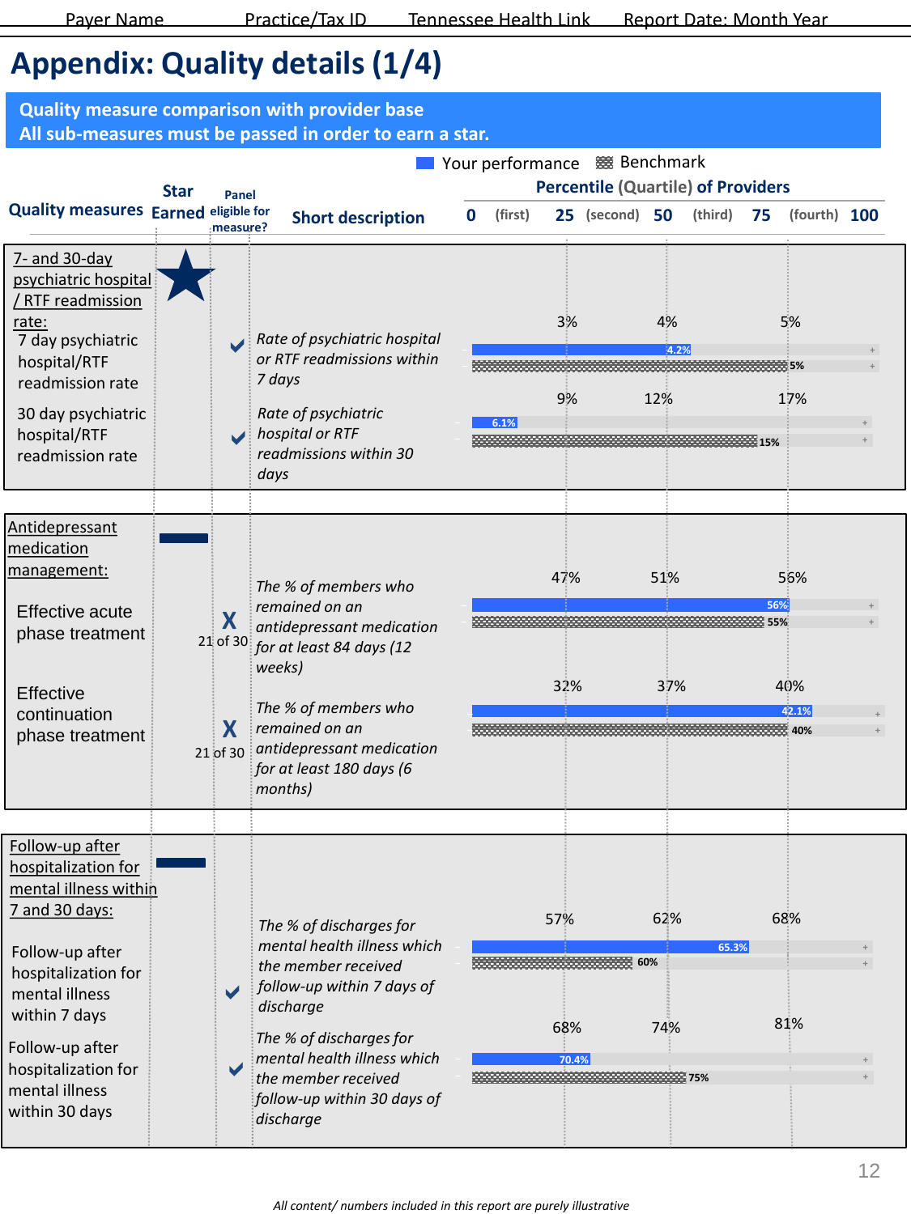# Appendix: Quality details (1/4)

**Quality measure comparison with provider base**
**All sub-measures must be passed in order to earn a star.**

Your performance | Benchmark

| Quality measures | Star Earned | Panel eligible for measure? | Short description | 25th percentile | 50th percentile | 75th percentile | Your performance | Benchmark |
|---|---|---|---|---|---|---|---|---|
| **7- and 30-day psychiatric hospital / RTF readmission rate:** | ★ | | | | | | | |
| 7 day psychiatric hospital/RTF readmission rate | | ✔ | *Rate of psychiatric hospital or RTF readmissions within 7 days* | 3% | 4% | 5% | 4.2% | 5% |
| 30 day psychiatric hospital/RTF readmission rate | | ✔ | *Rate of psychiatric hospital or RTF readmissions within 30 days* | 9% | 12% | 17% | 6.1% | 15% |
| **Antidepressant medication management:** | — | | | | | | | |
| Effective acute phase treatment | | X 21 of 30 | *The % of members who remained on an antidepressant medication for at least 84 days (12 weeks)* | 47% | 51% | 56% | 56% | 55% |
| Effective continuation phase treatment | | X 21 of 30 | *The % of members who remained on an antidepressant medication for at least 180 days (6 months)* | 32% | 37% | 40% | 42.1% | 40% |
| **Follow-up after hospitalization for mental illness within 7 and 30 days:** | — | | | | | | | |
| Follow-up after hospitalization for mental illness within 7 days | | ✔ | *The % of discharges for mental health illness which the member received follow-up within 7 days of discharge* | 57% | 62% | 68% | 65.3% | 60% |
| Follow-up after hospitalization for mental illness within 30 days | | ✔ | *The % of discharges for mental health illness which the member received follow-up within 30 days of discharge* | 68% | 74% | 81% | 70.4% | 75% |

*All content/ numbers included in this report are purely illustrative*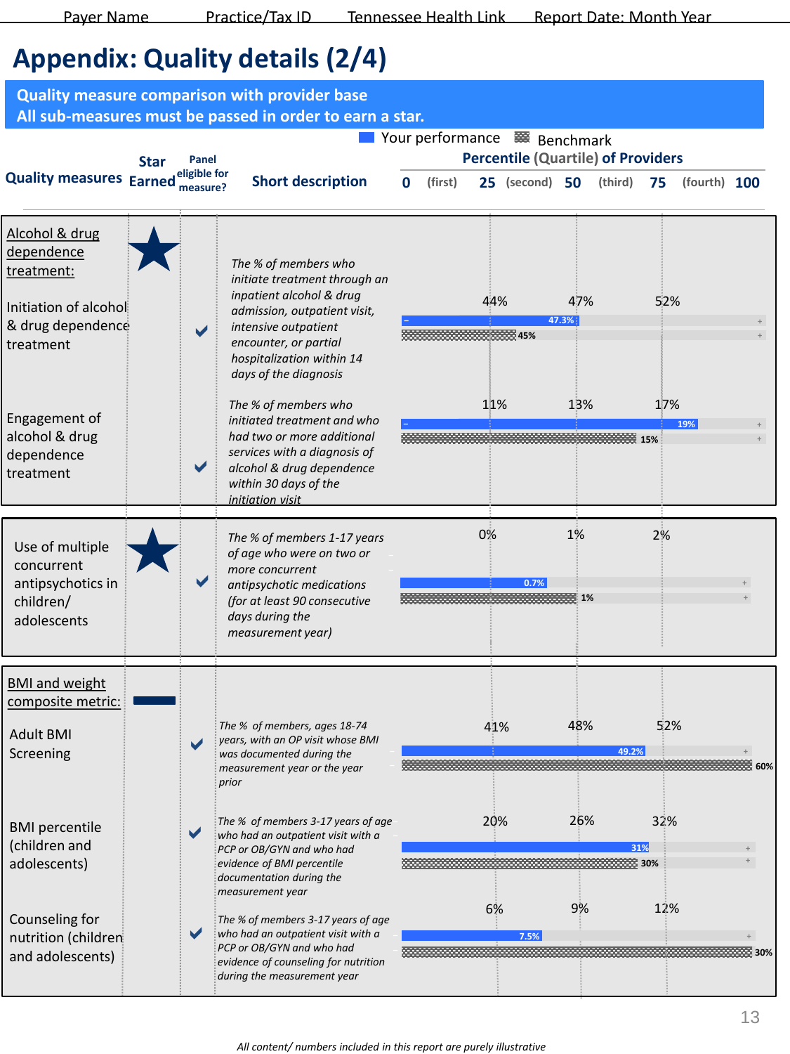Payer Name | Practice/Tax ID | Tennessee Health Link | Report Date: Month Year

# Appendix: Quality details (2/4)

**Quality measure comparison with provider base**
**All sub-measures must be passed in order to earn a star.**

Legend: Your performance | Benchmark

Percentile (Quartile) of Providers: 0 (first) 25 (second) 50 (third) 75 (fourth) 100

| Quality measures | Star Earned | Panel eligible for measure? | Short description | 25th pct | 50th pct | 75th pct | Your performance | Benchmark |
|---|---|---|---|---|---|---|---|---|
| **Alcohol & drug dependence treatment:** | ★ | | | | | | | |
| Initiation of alcohol & drug dependence treatment | | ✔ | *The % of members who initiate treatment through an inpatient alcohol & drug admission, outpatient visit, intensive outpatient encounter, or partial hospitalization within 14 days of the diagnosis* | 44% | 47% | 52% | 47.3% | 45% |
| Engagement of alcohol & drug dependence treatment | | ✔ | *The % of members who initiated treatment and who had two or more additional services with a diagnosis of alcohol & drug dependence within 30 days of the initiation visit* | 11% | 13% | 17% | 19% | 15% |
| Use of multiple concurrent antipsychotics in children/ adolescents | ★ | ✔ | *The % of members 1-17 years of age who were on two or more concurrent antipsychotic medications (for at least 90 consecutive days during the measurement year)* | 0% | 1% | 2% | 0.7% | 1% |
| **BMI and weight composite metric:** | — | | | | | | | |
| Adult BMI Screening | | ✔ | *The % of members, ages 18-74 years, with an OP visit whose BMI was documented during the measurement year or the year prior* | 41% | 48% | 52% | 49.2% | 60% |
| BMI percentile (children and adolescents) | | ✔ | *The % of members 3-17 years of age who had an outpatient visit with a PCP or OB/GYN and who had evidence of BMI percentile documentation during the measurement year* | 20% | 26% | 32% | 31% | 30% |
| Counseling for nutrition (children and adolescents) | | ✔ | *The % of members 3-17 years of age who had an outpatient visit with a PCP or OB/GYN and who had evidence of counseling for nutrition during the measurement year* | 6% | 9% | 12% | 7.5% | 30% |

*All content/ numbers included in this report are purely illustrative*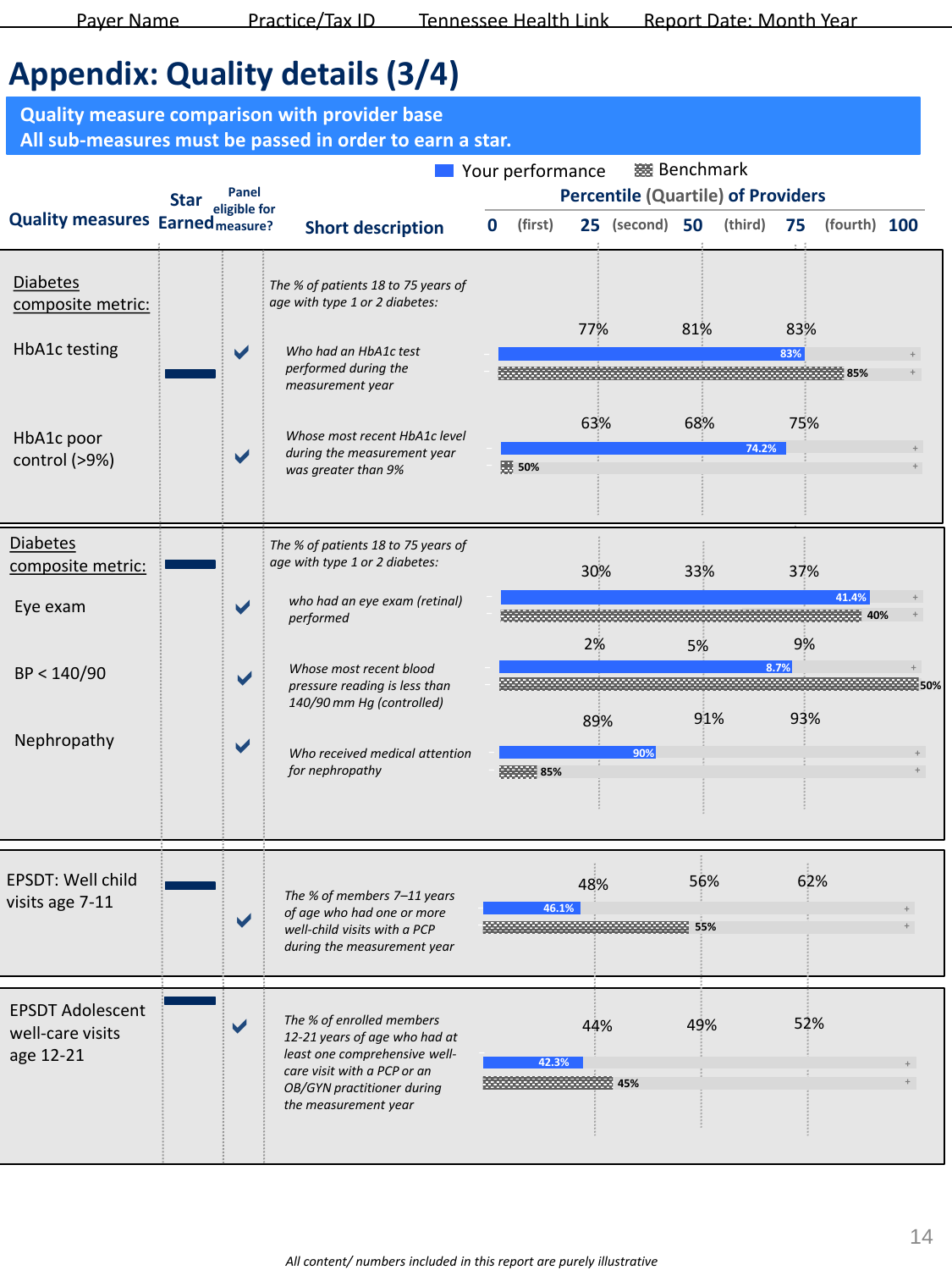# Appendix: Quality details (3/4)

**Quality measure comparison with provider base**
**All sub-measures must be passed in order to earn a star.**

Legend: Your performance | Benchmark

Percentile (Quartile) of Providers: 0 (first) 25 (second) 50 (third) 75 (fourth) 100

| Quality measures | Star Earned | Panel eligible for measure? | Short description | 25th | 50th | 75th | Your performance | Benchmark |
|---|---|---|---|---|---|---|---|---|
| **Diabetes composite metric:** | | | The % of patients 18 to 75 years of age with type 1 or 2 diabetes: | | | | | |
| HbA1c testing | — | ✔ | Who had an HbA1c test performed during the measurement year | 77% | 81% | 83% | 83% | 85% |
| HbA1c poor control (>9%) | | ✔ | Whose most recent HbA1c level during the measurement year was greater than 9% | 63% | 68% | 75% | 74.2% | 50% |
| **Diabetes composite metric:** | — | | The % of patients 18 to 75 years of age with type 1 or 2 diabetes: | | | | | |
| Eye exam | | ✔ | who had an eye exam (retinal) performed | 30% | 33% | 37% | 41.4% | 40% |
| BP < 140/90 | | ✔ | Whose most recent blood pressure reading is less than 140/90 mm Hg (controlled) | 2% | 5% | 9% | 8.7% | 50% |
| Nephropathy | | ✔ | Who received medical attention for nephropathy | 89% | 91% | 93% | 90% | 85% |
| EPSDT: Well child visits age 7-11 | — | ✔ | The % of members 7–11 years of age who had one or more well-child visits with a PCP during the measurement year | 48% | 56% | 62% | 46.1% | 55% |
| EPSDT Adolescent well-care visits age 12-21 | — | ✔ | The % of enrolled members 12-21 years of age who had at least one comprehensive well-care visit with a PCP or an OB/GYN practitioner during the measurement year | 44% | 49% | 52% | 42.3% | 45% |

*All content/ numbers included in this report are purely illustrative*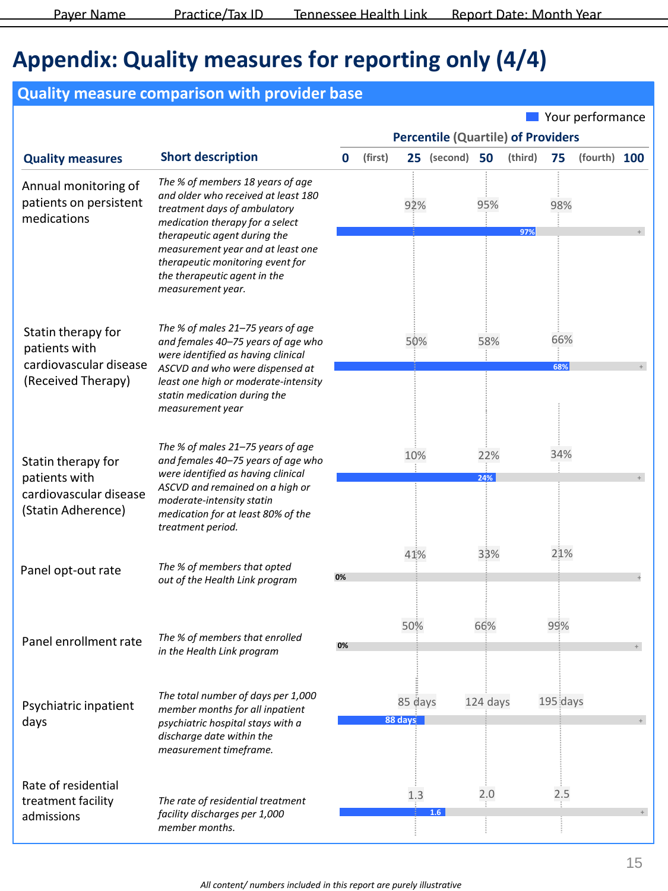# Appendix: Quality measures for reporting only (4/4)

## Quality measure comparison with provider base

Your performance

| Quality measures | Short description | 25th percentile | 50th percentile | 75th percentile | Your performance |
|---|---|---|---|---|---|
| Annual monitoring of patients on persistent medications | *The % of members 18 years of age and older who received at least 180 treatment days of ambulatory medication therapy for a select therapeutic agent during the measurement year and at least one therapeutic monitoring event for the therapeutic agent in the measurement year.* | 92% | 95% | 98% | 97% |
| Statin therapy for patients with cardiovascular disease (Received Therapy) | *The % of males 21–75 years of age and females 40–75 years of age who were identified as having clinical ASCVD and who were dispensed at least one high or moderate-intensity statin medication during the measurement year* | 50% | 58% | 66% | 68% |
| Statin therapy for patients with cardiovascular disease (Statin Adherence) | *The % of males 21–75 years of age and females 40–75 years of age who were identified as having clinical ASCVD and remained on a high or moderate-intensity statin medication for at least 80% of the treatment period.* | 10% | 22% | 34% | 24% |
| Panel opt-out rate | *The % of members that opted out of the Health Link program* | 41% | 33% | 21% | 0% |
| Panel enrollment rate | *The % of members that enrolled in the Health Link program* | 50% | 66% | 99% | 0% |
| Psychiatric inpatient days | *The total number of days per 1,000 member months for all inpatient psychiatric hospital stays with a discharge date within the measurement timeframe.* | 85 days | 124 days | 195 days | 88 days |
| Rate of residential treatment facility admissions | *The rate of residential treatment facility discharges per 1,000 member months.* | 1.3 | 2.0 | 2.5 | 1.6 |

Percentile (Quartile) of Providers: 0 (first) 25 (second) 50 (third) 75 (fourth) 100

*All content/ numbers included in this report are purely illustrative*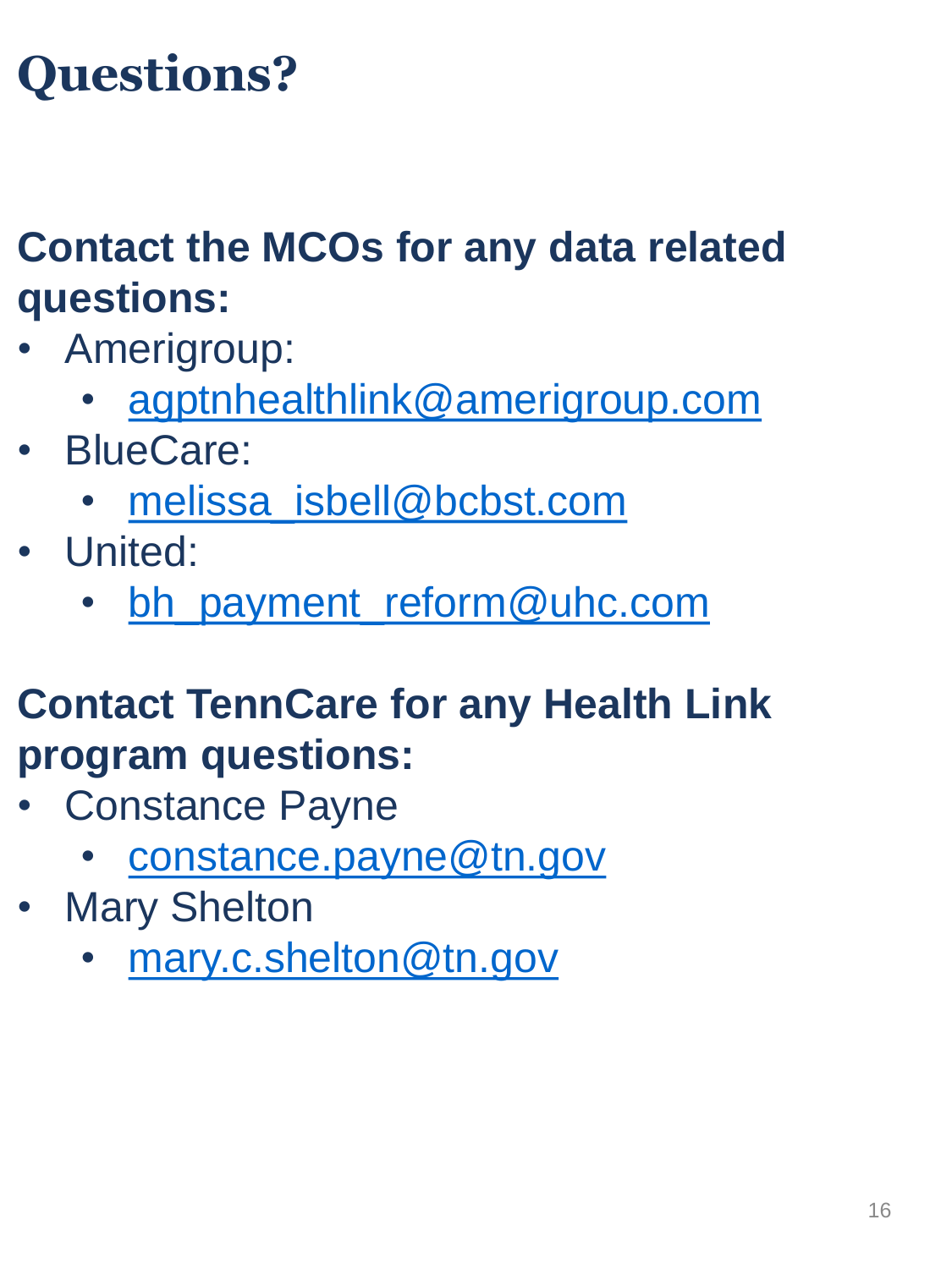# Questions?

**Contact the MCOs for any data related questions:**

- Amerigroup:
  - agptnhealthlink@amerigroup.com
- BlueCare:
  - melissa_isbell@bcbst.com
- United:
  - bh_payment_reform@uhc.com

**Contact TennCare for any Health Link program questions:**

- Constance Payne
  - constance.payne@tn.gov
- Mary Shelton
  - mary.c.shelton@tn.gov